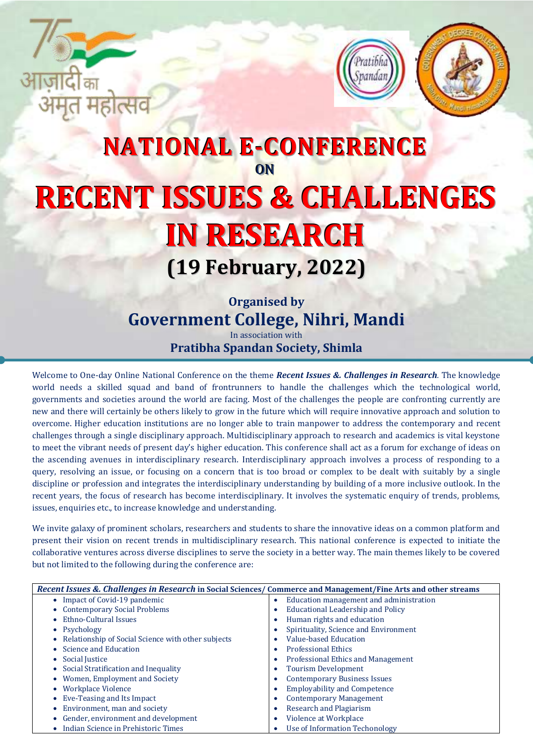आज़ादी का अमृत महोत्सव

# NATIONAL E-CONFERENCE

## ON

# RECENT ISSUES & CHALLENGES IN RESEARCH

## (19 February, 2022)

**Organised by**

## Government College, Nihri, Mandi

In association with

**Pratibha Spandan Society, Shimla**

Welcome to One-day Online National Conference on the theme ***Recent Issues &. Challenges in Research***. The knowledge world needs a skilled squad and band of frontrunners to handle the challenges which the technological world, governments and societies around the world are facing. Most of the challenges the people are confronting currently are new and there will certainly be others likely to grow in the future which will require innovative approach and solution to overcome. Higher education institutions are no longer able to train manpower to address the contemporary and recent challenges through a single disciplinary approach. Multidisciplinary approach to research and academics is vital keystone to meet the vibrant needs of present day's higher education. This conference shall act as a forum for exchange of ideas on the ascending avenues in interdisciplinary research. Interdisciplinary approach involves a process of responding to a query, resolving an issue, or focusing on a concern that is too broad or complex to be dealt with suitably by a single discipline or profession and integrates the interdisciplinary understanding by building of a more inclusive outlook. In the recent years, the focus of research has become interdisciplinary. It involves the systematic enquiry of trends, problems, issues, enquiries etc., to increase knowledge and understanding.

We invite galaxy of prominent scholars, researchers and students to share the innovative ideas on a common platform and present their vision on recent trends in multidisciplinary research. This national conference is expected to initiate the collaborative ventures across diverse disciplines to serve the society in a better way. The main themes likely to be covered but not limited to the following during the conference are:

| ***Recent Issues &. Challenges in Research*** **in Social Sciences/ Commerce and Management/Fine Arts and other streams** | |
|---|---|
| • Impact of Covid-19 pandemic | • Education management and administration |
| • Contemporary Social Problems | • Educational Leadership and Policy |
| • Ethno-Cultural Issues | • Human rights and education |
| • Psychology | • Spirituality, Science and Environment |
| • Relationship of Social Science with other subjects | • Value-based Education |
| • Science and Education | • Professional Ethics |
| • Social Justice | • Professional Ethics and Management |
| • Social Stratification and Inequality | • Tourism Development |
| • Women, Employment and Society | • Contemporary Business Issues |
| • Workplace Violence | • Employability and Competence |
| • Eve-Teasing and Its Impact | • Contemporary Management |
| • Environment, man and society | • Research and Plagiarism |
| • Gender, environment and development | • Violence at Workplace |
| • Indian Science in Prehistoric Times | • Use of Information Techonology |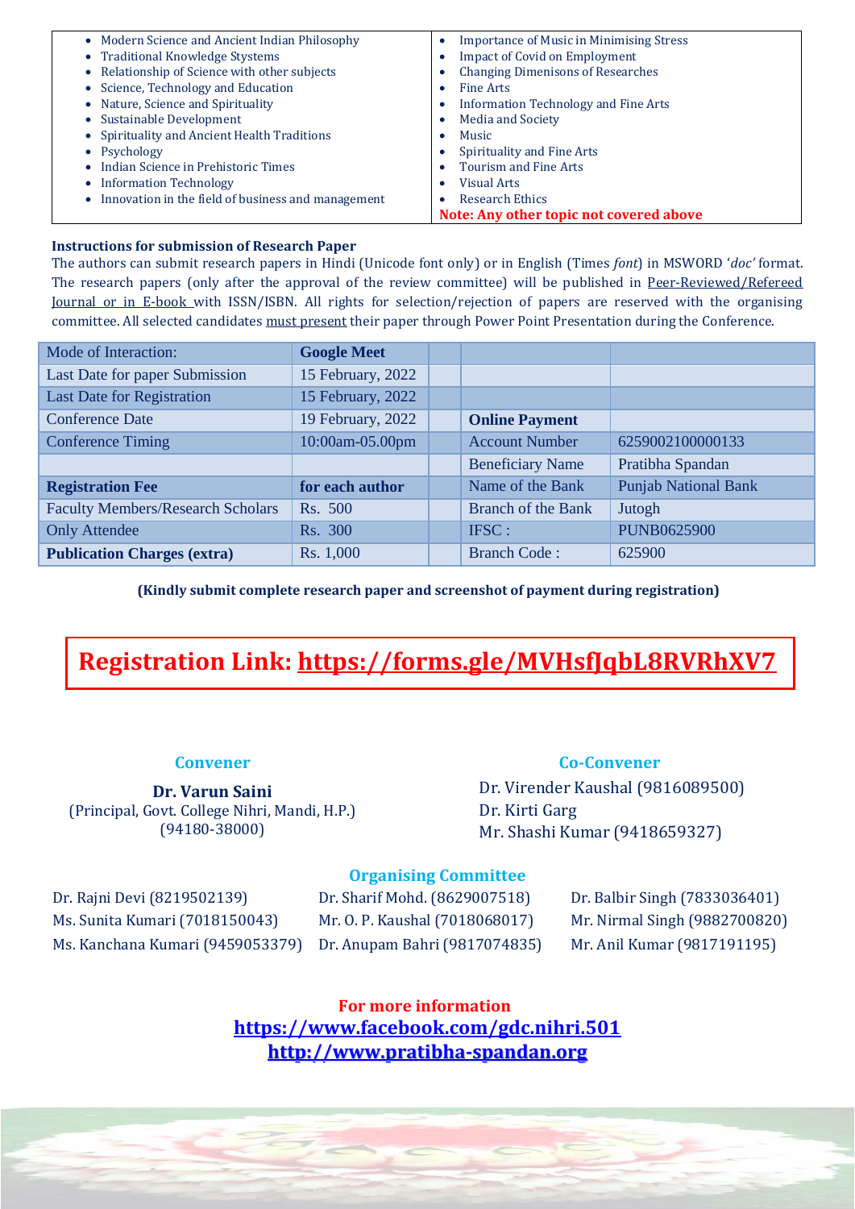| | |
|---|---|
| • Modern Science and Ancient Indian Philosophy | • Importance of Music in Minimising Stress |
| • Traditional Knowledge Systems | • Impact of Covid on Employment |
| • Relationship of Science with other subjects | • Changing Dimenisons of Researches |
| • Science, Technology and Education | • Fine Arts |
| • Nature, Science and Spirituality | • Information Technology and Fine Arts |
| • Sustainable Development | • Media and Society |
| • Spirituality and Ancient Health Traditions | • Music |
| • Psychology | • Spirituality and Fine Arts |
| • Indian Science in Prehistoric Times | • Tourism and Fine Arts |
| • Information Technology | • Visual Arts |
| • Innovation in the field of business and management | • Research Ethics |
| | **Note: Any other topic not covered above** |

**Instructions for submission of Research Paper**

The authors can submit research papers in Hindi (Unicode font only) or in English (Times *font*) in MSWORD '*doc'* format. The research papers (only after the approval of the review committee) will be published in Peer-Reviewed/Refereed Journal or in E-book with ISSN/ISBN. All rights for selection/rejection of papers are reserved with the organising committee. All selected candidates must present their paper through Power Point Presentation during the Conference.

| | | | | |
|---|---|---|---|---|
| Mode of Interaction: | **Google Meet** | | | |
| Last Date for paper Submission | 15 February, 2022 | | | |
| Last Date for Registration | 15 February, 2022 | | | |
| Conference Date | 19 February, 2022 | | **Online Payment** | |
| Conference Timing | 10:00am-05.00pm | | Account Number | 6259002100000133 |
| | | | Beneficiary Name | Pratibha Spandan |
| **Registration Fee** | **for each author** | | Name of the Bank | Punjab National Bank |
| Faculty Members/Research Scholars | Rs. 500 | | Branch of the Bank | Jutogh |
| Only Attendee | Rs. 300 | | IFSC : | PUNB0625900 |
| **Publication Charges (extra)** | Rs. 1,000 | | Branch Code : | 625900 |

**(Kindly submit complete research paper and screenshot of payment during registration)**

## Registration Link: https://forms.gle/MVHsfJqbL8RVRhXV7

**Convener**

**Dr. Varun Saini**
(Principal, Govt. College Nihri, Mandi, H.P.)
(94180-38000)

**Co-Convener**

Dr. Virender Kaushal (9816089500)
Dr. Kirti Garg
Mr. Shashi Kumar (9418659327)

**Organising Committee**

Dr. Rajni Devi (8219502139)
Ms. Sunita Kumari (7018150043)
Ms. Kanchana Kumari (9459053379)
Dr. Sharif Mohd. (8629007518)
Mr. O. P. Kaushal (7018068017)
Dr. Anupam Bahri (9817074835)
Dr. Balbir Singh (7833036401)
Mr. Nirmal Singh (9882700820)
Mr. Anil Kumar (9817191195)

**For more information**

https://www.facebook.com/gdc.nihri.501
http://www.pratibha-spandan.org